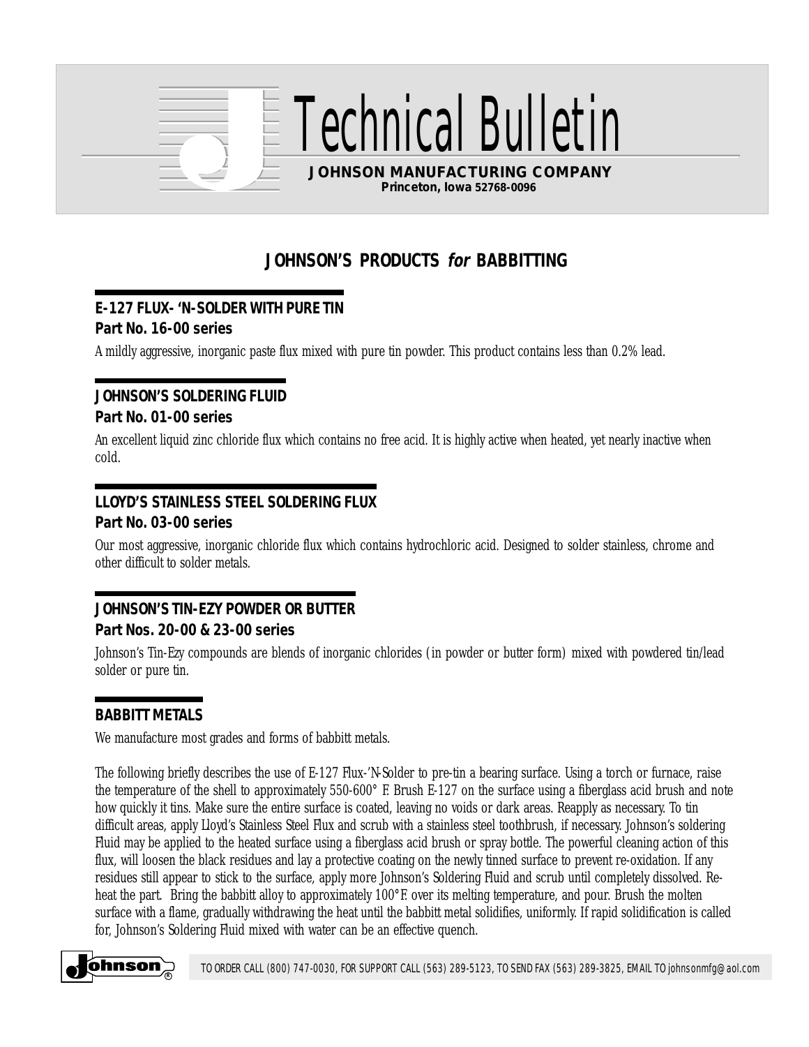# Technical Bulletin

**JOHNSON MANUFACTURING COMPANY**
**Princeton, Iowa 52768-0096**

## JOHNSON'S PRODUCTS *for* BABBITTING

### E-127 FLUX- 'N-SOLDER WITH PURE TIN
**Part No. 16-00 series**

A mildly aggressive, inorganic paste flux mixed with pure tin powder. This product contains less than 0.2% lead.

### JOHNSON'S SOLDERING FLUID
**Part No. 01-00 series**

An excellent liquid zinc chloride flux which contains no free acid. It is highly active when heated, yet nearly inactive when cold.

### LLOYD'S STAINLESS STEEL SOLDERING FLUX
**Part No. 03-00 series**

Our most aggressive, inorganic chloride flux which contains hydrochloric acid. Designed to solder stainless, chrome and other difficult to solder metals.

### JOHNSON'S TIN-EZY POWDER OR BUTTER
**Part Nos. 20-00 & 23-00 series**

Johnson's Tin-Ezy compounds are blends of inorganic chlorides (in powder or butter form) mixed with powdered tin/lead solder or pure tin.

### BABBITT METALS

We manufacture most grades and forms of babbitt metals.

The following briefly describes the use of E-127 Flux-'N-Solder to pre-tin a bearing surface. Using a torch or furnace, raise the temperature of the shell to approximately 550-600° F. Brush E-127 on the surface using a fiberglass acid brush and note how quickly it tins. Make sure the entire surface is coated, leaving no voids or dark areas. Reapply as necessary. To tin difficult areas, apply Lloyd's Stainless Steel Flux and scrub with a stainless steel toothbrush, if necessary. Johnson's soldering Fluid may be applied to the heated surface using a fiberglass acid brush or spray bottle. The powerful cleaning action of this flux, will loosen the black residues and lay a protective coating on the newly tinned surface to prevent re-oxidation. If any residues still appear to stick to the surface, apply more Johnson's Soldering Fluid and scrub until completely dissolved. Re-heat the part. Bring the babbitt alloy to approximately 100°F. over its melting temperature, and pour. Brush the molten surface with a flame, gradually withdrawing the heat until the babbitt metal solidifies, uniformly. If rapid solidification is called for, Johnson's Soldering Fluid mixed with water can be an effective quench.

TO ORDER CALL (800) 747-0030, FOR SUPPORT CALL (563) 289-5123, TO SEND FAX (563) 289-3825, EMAIL TO johnsonmfg@aol.com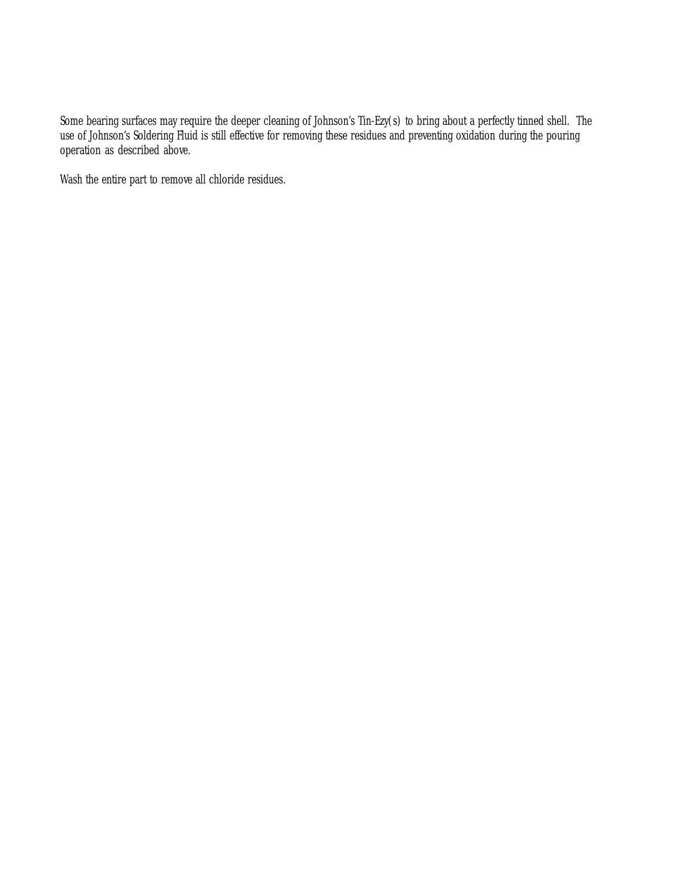Some bearing surfaces may require the deeper cleaning of Johnson's Tin-Ezy(s) to bring about a perfectly tinned shell. The use of Johnson's Soldering Fluid is still effective for removing these residues and preventing oxidation during the pouring operation as described above.

Wash the entire part to remove all chloride residues.